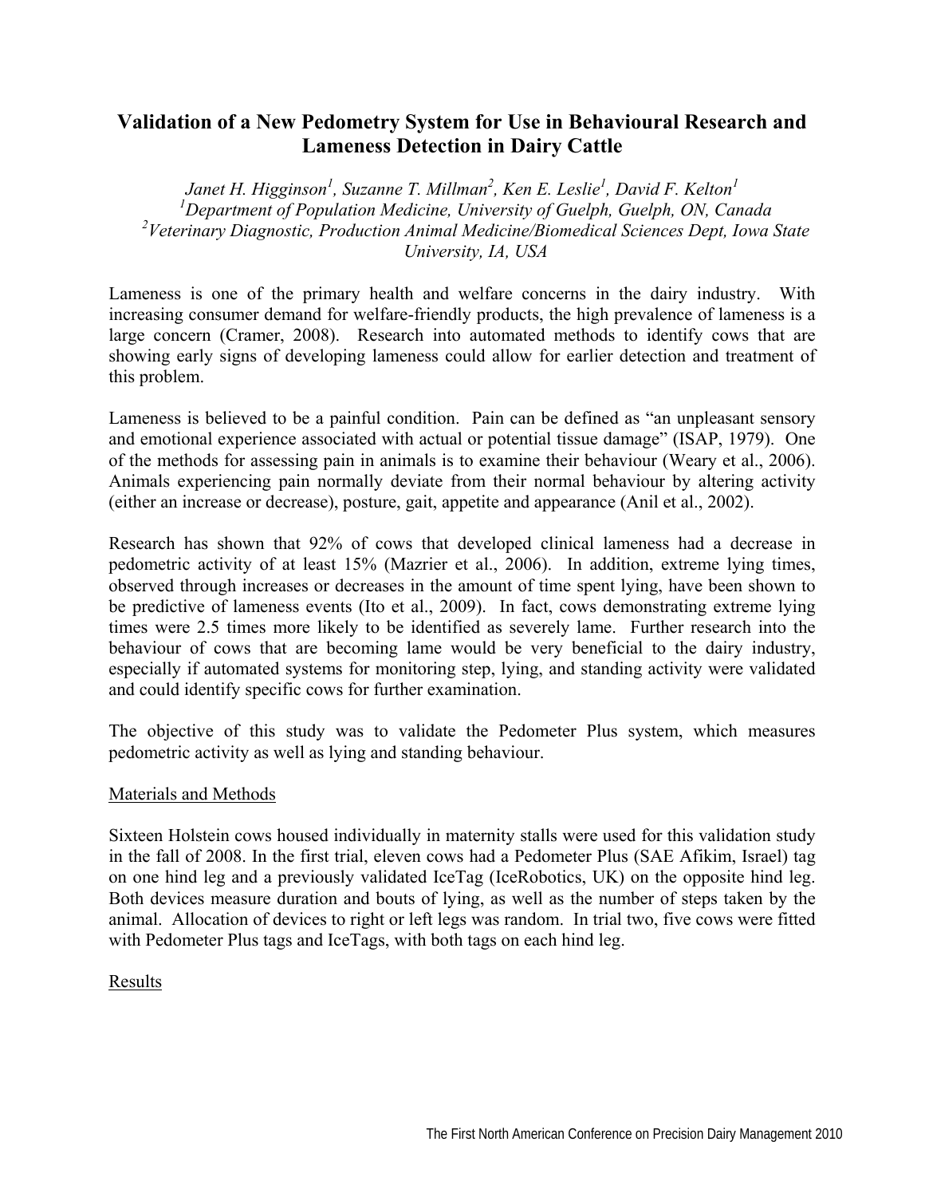# Validation of a New Pedometry System for Use in Behavioural Research and Lameness Detection in Dairy Cattle

*Janet H. Higginson[1], Suzanne T. Millman[2], Ken E. Leslie[1], David F. Kelton[1]*
*[1]Department of Population Medicine, University of Guelph, Guelph, ON, Canada*
*[2]Veterinary Diagnostic, Production Animal Medicine/Biomedical Sciences Dept, Iowa State University, IA, USA*

Lameness is one of the primary health and welfare concerns in the dairy industry. With increasing consumer demand for welfare-friendly products, the high prevalence of lameness is a large concern (Cramer, 2008). Research into automated methods to identify cows that are showing early signs of developing lameness could allow for earlier detection and treatment of this problem.

Lameness is believed to be a painful condition. Pain can be defined as "an unpleasant sensory and emotional experience associated with actual or potential tissue damage" (ISAP, 1979). One of the methods for assessing pain in animals is to examine their behaviour (Weary et al., 2006). Animals experiencing pain normally deviate from their normal behaviour by altering activity (either an increase or decrease), posture, gait, appetite and appearance (Anil et al., 2002).

Research has shown that 92% of cows that developed clinical lameness had a decrease in pedometric activity of at least 15% (Mazrier et al., 2006). In addition, extreme lying times, observed through increases or decreases in the amount of time spent lying, have been shown to be predictive of lameness events (Ito et al., 2009). In fact, cows demonstrating extreme lying times were 2.5 times more likely to be identified as severely lame. Further research into the behaviour of cows that are becoming lame would be very beneficial to the dairy industry, especially if automated systems for monitoring step, lying, and standing activity were validated and could identify specific cows for further examination.

The objective of this study was to validate the Pedometer Plus system, which measures pedometric activity as well as lying and standing behaviour.

## Materials and Methods

Sixteen Holstein cows housed individually in maternity stalls were used for this validation study in the fall of 2008. In the first trial, eleven cows had a Pedometer Plus (SAE Afikim, Israel) tag on one hind leg and a previously validated IceTag (IceRobotics, UK) on the opposite hind leg. Both devices measure duration and bouts of lying, as well as the number of steps taken by the animal. Allocation of devices to right or left legs was random. In trial two, five cows were fitted with Pedometer Plus tags and IceTags, with both tags on each hind leg.

## Results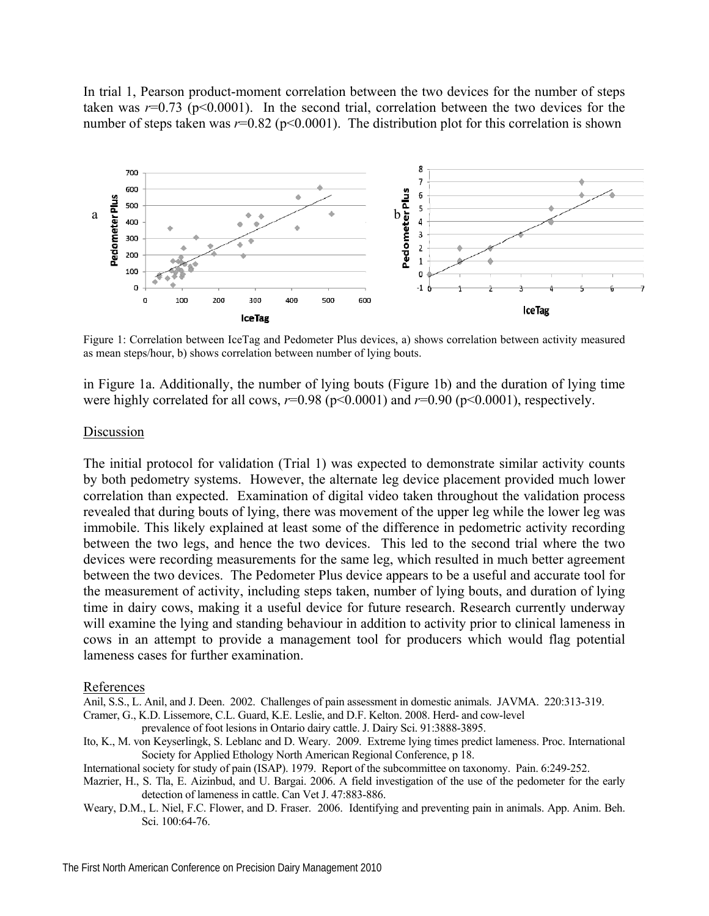In trial 1, Pearson product-moment correlation between the two devices for the number of steps taken was $r$=0.73 ($p<0.0001$). In the second trial, correlation between the two devices for the number of steps taken was $r$=0.82 ($p<0.0001$). The distribution plot for this correlation is shown

a

Pedometer Plus

700
600
500
400
300
200
100
0

0 100 200 300 400 500 600

IceTag

b

Pedometer Plus

8
7
6
5
4
3
2
1
0
-1

0 1 2 3 4 5 6 7

IceTag

Figure 1: Correlation between IceTag and Pedometer Plus devices, a) shows correlation between activity measured as mean steps/hour, b) shows correlation between number of lying bouts.

in Figure 1a. Additionally, the number of lying bouts (Figure 1b) and the duration of lying time were highly correlated for all cows, $r$=0.98 ($p<0.0001$) and $r$=0.90 ($p<0.0001$), respectively.

## Discussion

The initial protocol for validation (Trial 1) was expected to demonstrate similar activity counts by both pedometry systems. However, the alternate leg device placement provided much lower correlation than expected. Examination of digital video taken throughout the validation process revealed that during bouts of lying, there was movement of the upper leg while the lower leg was immobile. This likely explained at least some of the difference in pedometric activity recording between the two legs, and hence the two devices. This led to the second trial where the two devices were recording measurements for the same leg, which resulted in much better agreement between the two devices. The Pedometer Plus device appears to be a useful and accurate tool for the measurement of activity, including steps taken, number of lying bouts, and duration of lying time in dairy cows, making it a useful device for future research. Research currently underway will examine the lying and standing behaviour in addition to activity prior to clinical lameness in cows in an attempt to provide a management tool for producers which would flag potential lameness cases for further examination.

## References

Anil, S.S., L. Anil, and J. Deen. 2002. Challenges of pain assessment in domestic animals. JAVMA. 220:313-319.

Cramer, G., K.D. Lissemore, C.L. Guard, K.E. Leslie, and D.F. Kelton. 2008. Herd- and cow-level prevalence of foot lesions in Ontario dairy cattle. J. Dairy Sci. 91:3888-3895.

Ito, K., M. von Keyserlingk, S. Leblanc and D. Weary. 2009. Extreme lying times predict lameness. Proc. International Society for Applied Ethology North American Regional Conference, p 18.

International society for study of pain (ISAP). 1979. Report of the subcommittee on taxonomy. Pain. 6:249-252.

Mazrier, H., S. Tla, E. Aizinbud, and U. Bargai. 2006. A field investigation of the use of the pedometer for the early detection of lameness in cattle. Can Vet J. 47:883-886.

Weary, D.M., L. Niel, F.C. Flower, and D. Fraser. 2006. Identifying and preventing pain in animals. App. Anim. Beh. Sci. 100:64-76.